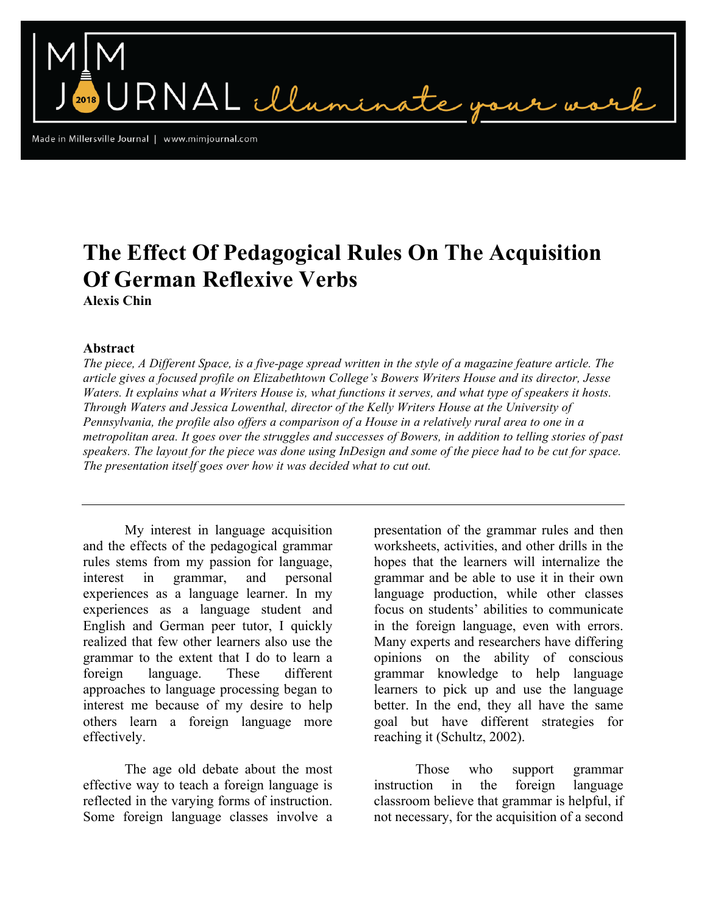# The Effect Of Pedagogical Rules On The Acquisition Of German Reflexive Verbs

**Alexis Chin**

## Abstract

*The piece, A Different Space, is a five-page spread written in the style of a magazine feature article. The article gives a focused profile on Elizabethtown College's Bowers Writers House and its director, Jesse Waters. It explains what a Writers House is, what functions it serves, and what type of speakers it hosts. Through Waters and Jessica Lowenthal, director of the Kelly Writers House at the University of Pennsylvania, the profile also offers a comparison of a House in a relatively rural area to one in a metropolitan area. It goes over the struggles and successes of Bowers, in addition to telling stories of past speakers. The layout for the piece was done using InDesign and some of the piece had to be cut for space. The presentation itself goes over how it was decided what to cut out.*

---

My interest in language acquisition and the effects of the pedagogical grammar rules stems from my passion for language, interest in grammar, and personal experiences as a language learner. In my experiences as a language student and English and German peer tutor, I quickly realized that few other learners also use the grammar to the extent that I do to learn a foreign language. These different approaches to language processing began to interest me because of my desire to help others learn a foreign language more effectively.

The age old debate about the most effective way to teach a foreign language is reflected in the varying forms of instruction. Some foreign language classes involve a presentation of the grammar rules and then worksheets, activities, and other drills in the hopes that the learners will internalize the grammar and be able to use it in their own language production, while other classes focus on students' abilities to communicate in the foreign language, even with errors. Many experts and researchers have differing opinions on the ability of conscious grammar knowledge to help language learners to pick up and use the language better. In the end, they all have the same goal but have different strategies for reaching it (Schultz, 2002).

Those who support grammar instruction in the foreign language classroom believe that grammar is helpful, if not necessary, for the acquisition of a second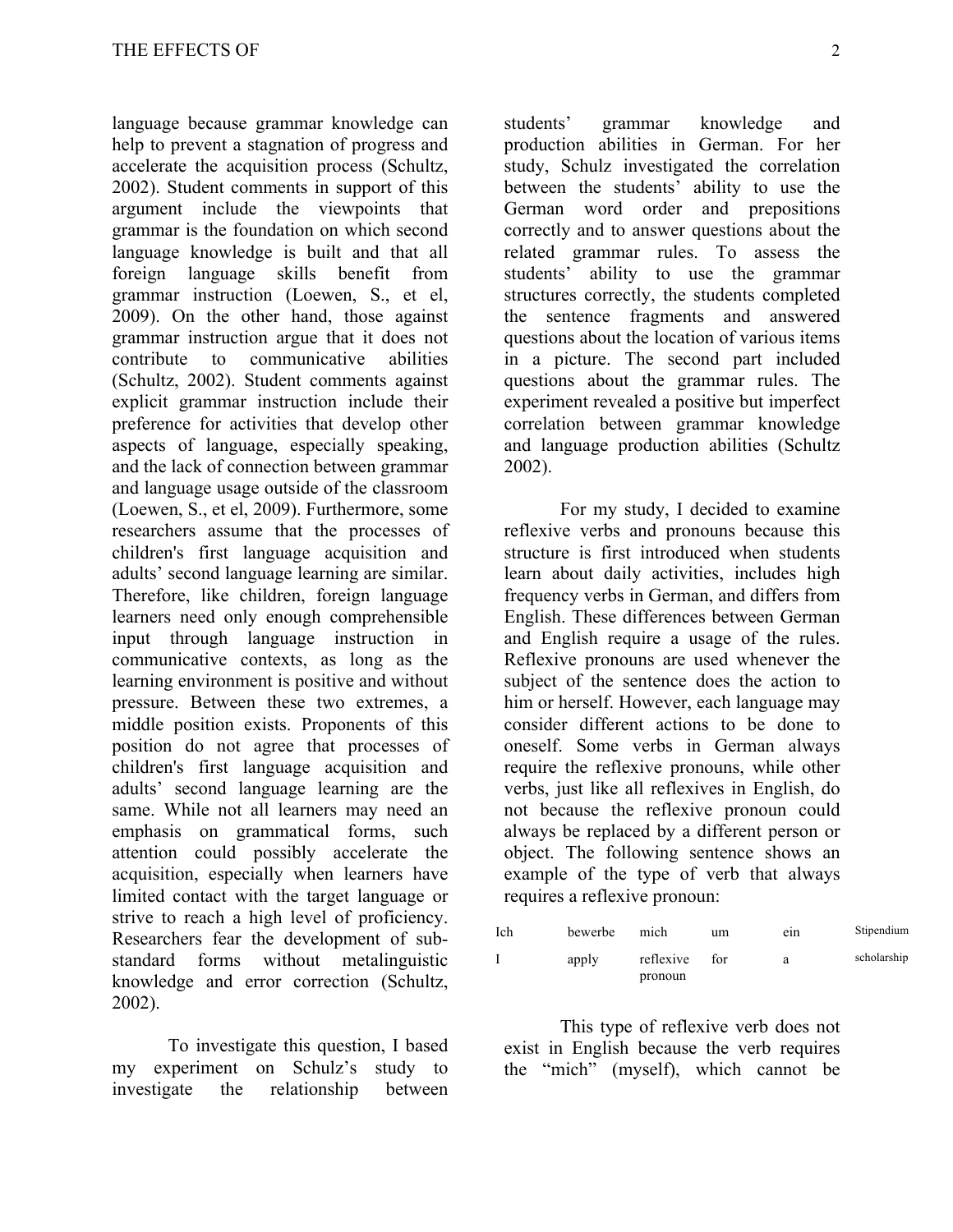language because grammar knowledge can help to prevent a stagnation of progress and accelerate the acquisition process (Schultz, 2002). Student comments in support of this argument include the viewpoints that grammar is the foundation on which second language knowledge is built and that all foreign language skills benefit from grammar instruction (Loewen, S., et el, 2009). On the other hand, those against grammar instruction argue that it does not contribute to communicative abilities (Schultz, 2002). Student comments against explicit grammar instruction include their preference for activities that develop other aspects of language, especially speaking, and the lack of connection between grammar and language usage outside of the classroom (Loewen, S., et el, 2009). Furthermore, some researchers assume that the processes of children's first language acquisition and adults' second language learning are similar. Therefore, like children, foreign language learners need only enough comprehensible input through language instruction in communicative contexts, as long as the learning environment is positive and without pressure. Between these two extremes, a middle position exists. Proponents of this position do not agree that processes of children's first language acquisition and adults' second language learning are the same. While not all learners may need an emphasis on grammatical forms, such attention could possibly accelerate the acquisition, especially when learners have limited contact with the target language or strive to reach a high level of proficiency. Researchers fear the development of sub-standard forms without metalinguistic knowledge and error correction (Schultz, 2002).

To investigate this question, I based my experiment on Schulz's study to investigate the relationship between students' grammar knowledge and production abilities in German. For her study, Schulz investigated the correlation between the students' ability to use the German word order and prepositions correctly and to answer questions about the related grammar rules. To assess the students' ability to use the grammar structures correctly, the students completed the sentence fragments and answered questions about the location of various items in a picture. The second part included questions about the grammar rules. The experiment revealed a positive but imperfect correlation between grammar knowledge and language production abilities (Schultz 2002).

For my study, I decided to examine reflexive verbs and pronouns because this structure is first introduced when students learn about daily activities, includes high frequency verbs in German, and differs from English. These differences between German and English require a usage of the rules. Reflexive pronouns are used whenever the subject of the sentence does the action to him or herself. However, each language may consider different actions to be done to oneself. Some verbs in German always require the reflexive pronouns, while other verbs, just like all reflexives in English, do not because the reflexive pronoun could always be replaced by a different person or object. The following sentence shows an example of the type of verb that always requires a reflexive pronoun:

| Ich | bewerbe | mich | um | ein | Stipendium |
|---|---|---|---|---|---|
| I | apply | reflexive pronoun | for | a | scholarship |

This type of reflexive verb does not exist in English because the verb requires the "mich" (myself), which cannot be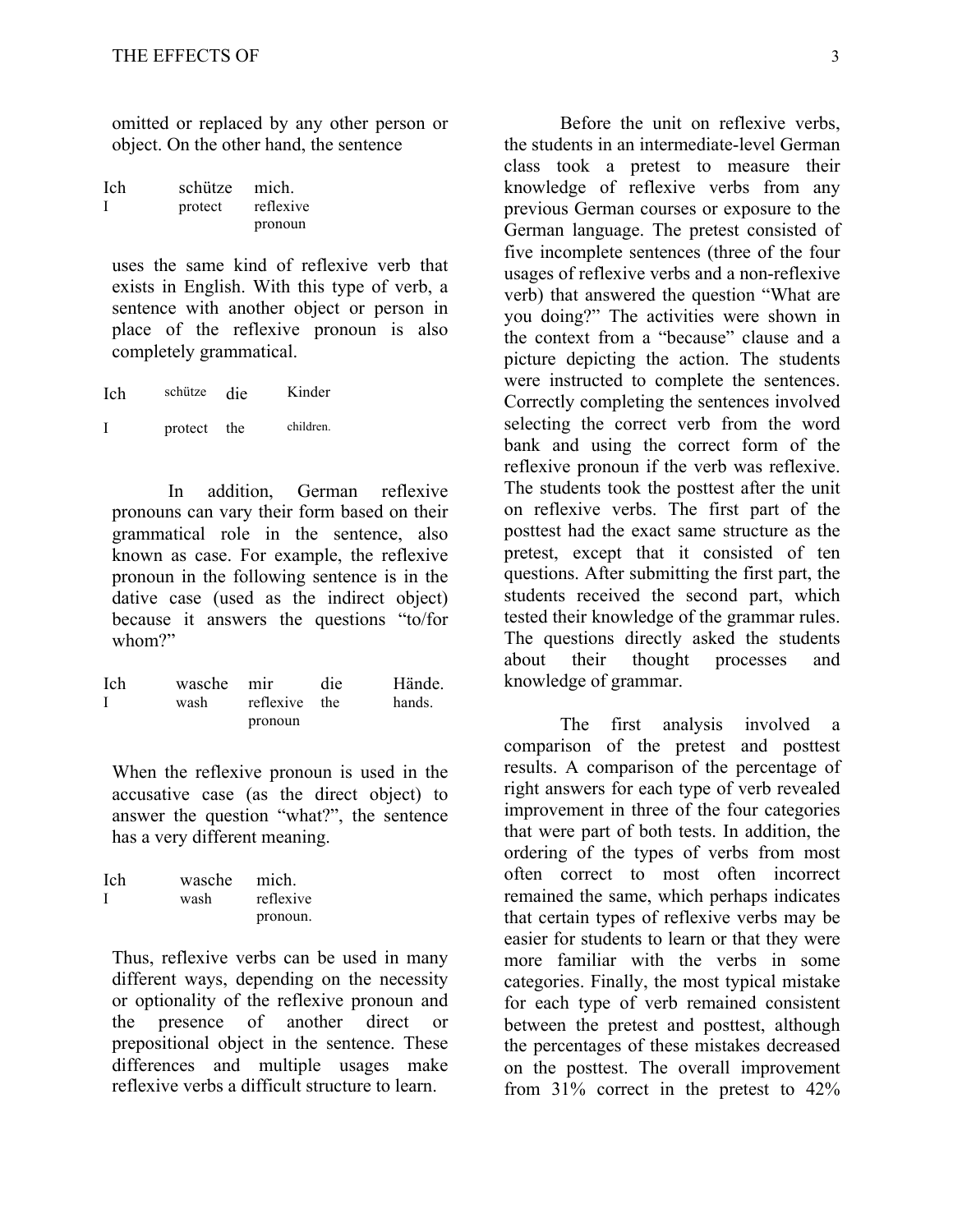omitted or replaced by any other person or object. On the other hand, the sentence

| Ich | schütze | mich. |
|---|---|---|
| I | protect | reflexive pronoun |

uses the same kind of reflexive verb that exists in English. With this type of verb, a sentence with another object or person in place of the reflexive pronoun is also completely grammatical.

| Ich | schütze | die | Kinder |
|---|---|---|---|
| I | protect | the | children. |

In addition, German reflexive pronouns can vary their form based on their grammatical role in the sentence, also known as case. For example, the reflexive pronoun in the following sentence is in the dative case (used as the indirect object) because it answers the questions "to/for whom?"

| Ich | wasche | mir | die | Hände. |
|---|---|---|---|---|
| I | wash | reflexive pronoun | the | hands. |

When the reflexive pronoun is used in the accusative case (as the direct object) to answer the question "what?", the sentence has a very different meaning.

| Ich | wasche | mich. |
|---|---|---|
| I | wash | reflexive pronoun. |

Thus, reflexive verbs can be used in many different ways, depending on the necessity or optionality of the reflexive pronoun and the presence of another direct or prepositional object in the sentence. These differences and multiple usages make reflexive verbs a difficult structure to learn.

Before the unit on reflexive verbs, the students in an intermediate-level German class took a pretest to measure their knowledge of reflexive verbs from any previous German courses or exposure to the German language. The pretest consisted of five incomplete sentences (three of the four usages of reflexive verbs and a non-reflexive verb) that answered the question "What are you doing?" The activities were shown in the context from a "because" clause and a picture depicting the action. The students were instructed to complete the sentences. Correctly completing the sentences involved selecting the correct verb from the word bank and using the correct form of the reflexive pronoun if the verb was reflexive. The students took the posttest after the unit on reflexive verbs. The first part of the posttest had the exact same structure as the pretest, except that it consisted of ten questions. After submitting the first part, the students received the second part, which tested their knowledge of the grammar rules. The questions directly asked the students about their thought processes and knowledge of grammar.

The first analysis involved a comparison of the pretest and posttest results. A comparison of the percentage of right answers for each type of verb revealed improvement in three of the four categories that were part of both tests. In addition, the ordering of the types of verbs from most often correct to most often incorrect remained the same, which perhaps indicates that certain types of reflexive verbs may be easier for students to learn or that they were more familiar with the verbs in some categories. Finally, the most typical mistake for each type of verb remained consistent between the pretest and posttest, although the percentages of these mistakes decreased on the posttest. The overall improvement from 31% correct in the pretest to 42%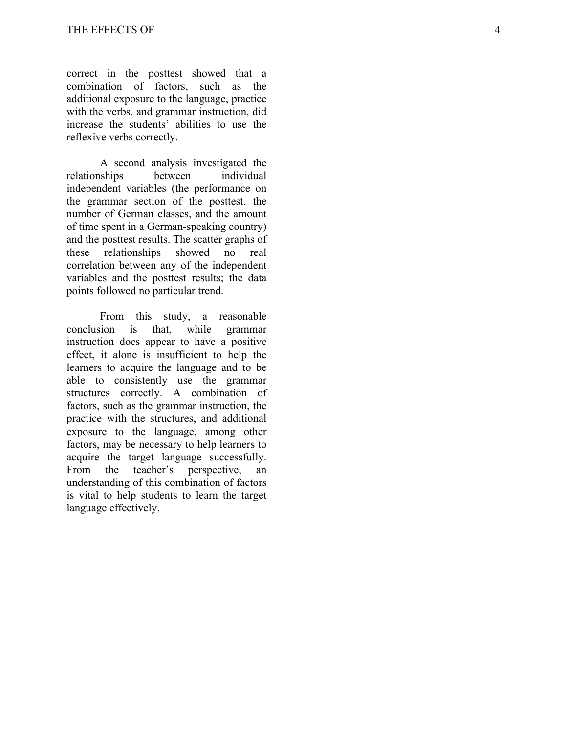correct in the posttest showed that a combination of factors, such as the additional exposure to the language, practice with the verbs, and grammar instruction, did increase the students' abilities to use the reflexive verbs correctly.

A second analysis investigated the relationships between individual independent variables (the performance on the grammar section of the posttest, the number of German classes, and the amount of time spent in a German-speaking country) and the posttest results. The scatter graphs of these relationships showed no real correlation between any of the independent variables and the posttest results; the data points followed no particular trend.

From this study, a reasonable conclusion is that, while grammar instruction does appear to have a positive effect, it alone is insufficient to help the learners to acquire the language and to be able to consistently use the grammar structures correctly. A combination of factors, such as the grammar instruction, the practice with the structures, and additional exposure to the language, among other factors, may be necessary to help learners to acquire the target language successfully. From the teacher's perspective, an understanding of this combination of factors is vital to help students to learn the target language effectively.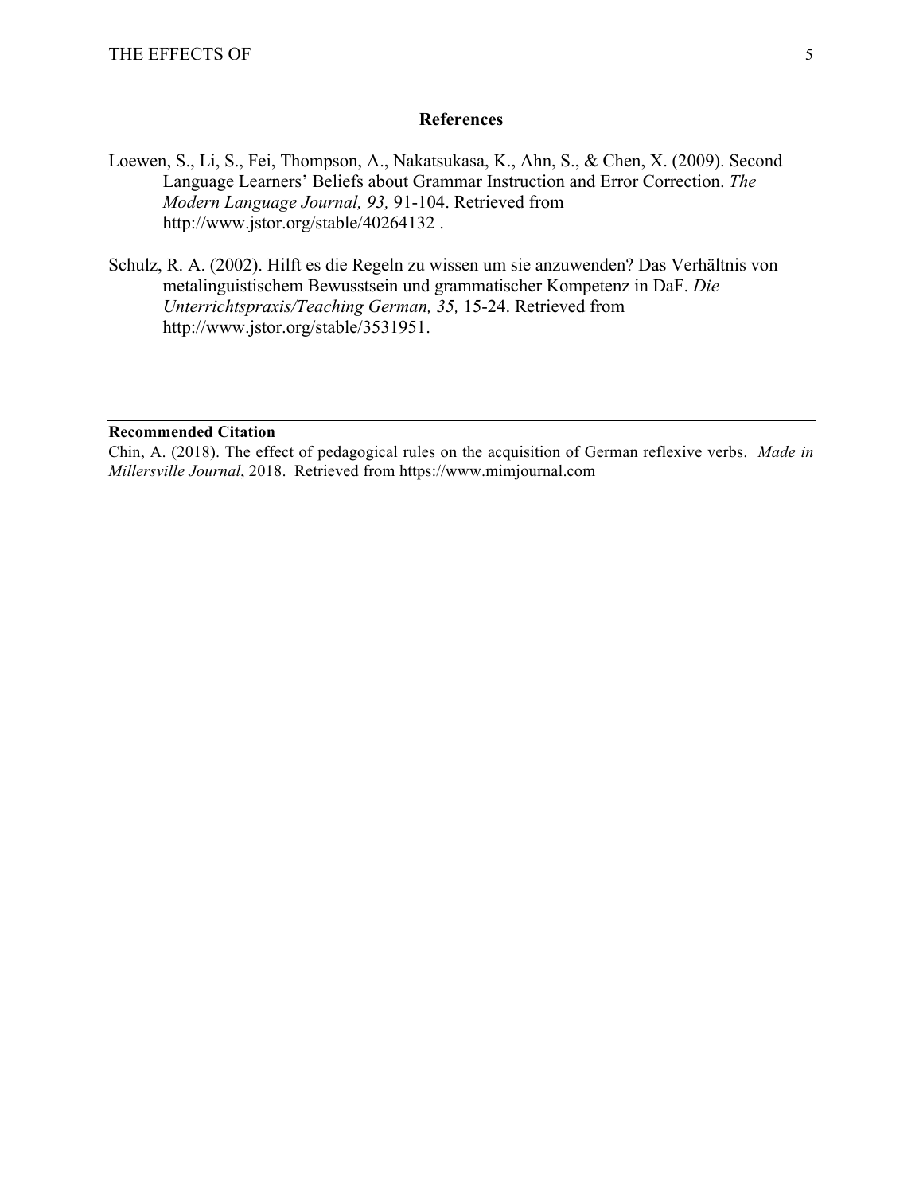## References

Loewen, S., Li, S., Fei, Thompson, A., Nakatsukasa, K., Ahn, S., & Chen, X. (2009). Second Language Learners' Beliefs about Grammar Instruction and Error Correction. *The Modern Language Journal, 93,* 91-104. Retrieved from http://www.jstor.org/stable/40264132 .

Schulz, R. A. (2002). Hilft es die Regeln zu wissen um sie anzuwenden? Das Verhältnis von metalinguistischem Bewusstsein und grammatischer Kompetenz in DaF. *Die Unterrichtspraxis/Teaching German, 35,* 15-24. Retrieved from http://www.jstor.org/stable/3531951.

---

**Recommended Citation**

Chin, A. (2018). The effect of pedagogical rules on the acquisition of German reflexive verbs. *Made in Millersville Journal*, 2018. Retrieved from https://www.mimjournal.com